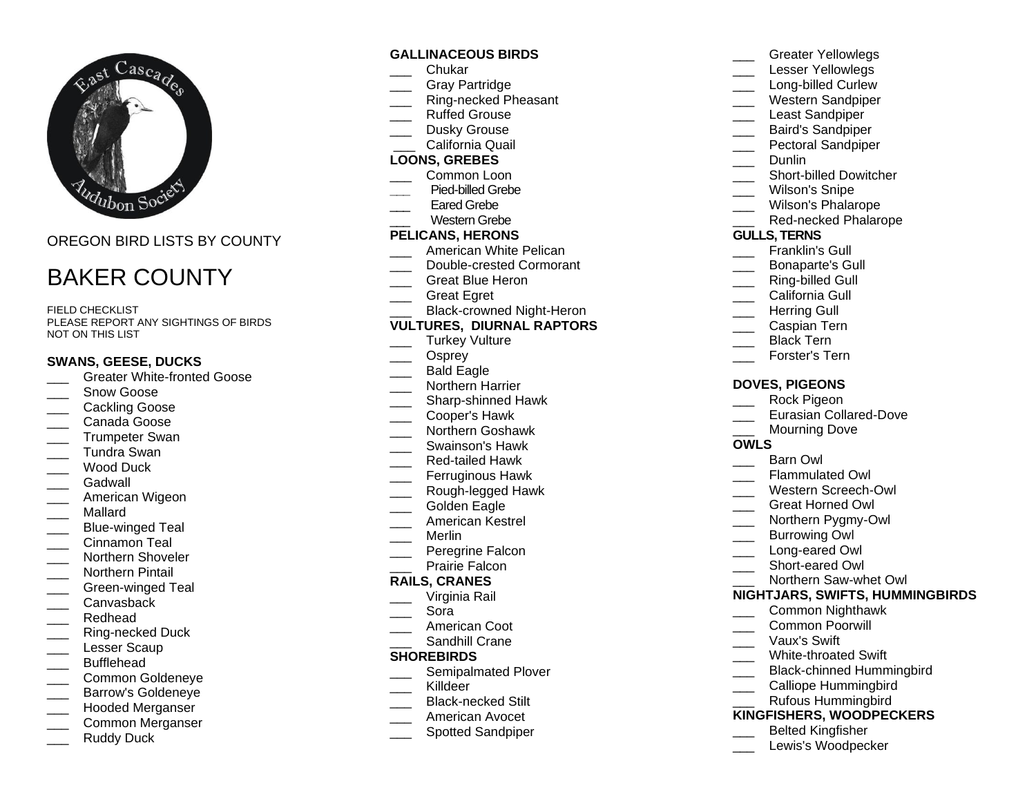OREGON BIRD LISTS BY COUNTY

# BAKER COUNTY

FIELD CHECKLIST
PLEASE REPORT ANY SIGHTINGS OF BIRDS NOT ON THIS LIST

### SWANS, GEESE, DUCKS
- ___ Greater White-fronted Goose
- ___ Snow Goose
- ___ Cackling Goose
- ___ Canada Goose
- ___ Trumpeter Swan
- ___ Tundra Swan
- ___ Wood Duck
- ___ Gadwall
- ___ American Wigeon
- ___ Mallard
- ___ Blue-winged Teal
- ___ Cinnamon Teal
- ___ Northern Shoveler
- ___ Northern Pintail
- ___ Green-winged Teal
- ___ Canvasback
- ___ Redhead
- ___ Ring-necked Duck
- ___ Lesser Scaup
- ___ Bufflehead
- ___ Common Goldeneye
- ___ Barrow's Goldeneye
- ___ Hooded Merganser
- ___ Common Merganser
- ___ Ruddy Duck

### GALLINACEOUS BIRDS
- ___ Chukar
- ___ Gray Partridge
- ___ Ring-necked Pheasant
- ___ Ruffed Grouse
- ___ Dusky Grouse
- ___ California Quail

### LOONS, GREBES
- ___ Common Loon
- ___ Pied-billed Grebe
- ___ Eared Grebe
- ___ Western Grebe

### PELICANS, HERONS
- ___ American White Pelican
- ___ Double-crested Cormorant
- ___ Great Blue Heron
- ___ Great Egret
- ___ Black-crowned Night-Heron

### VULTURES, DIURNAL RAPTORS
- ___ Turkey Vulture
- ___ Osprey
- ___ Bald Eagle
- ___ Northern Harrier
- ___ Sharp-shinned Hawk
- ___ Cooper's Hawk
- ___ Northern Goshawk
- ___ Swainson's Hawk
- ___ Red-tailed Hawk
- ___ Ferruginous Hawk
- ___ Rough-legged Hawk
- ___ Golden Eagle
- ___ American Kestrel
- ___ Merlin
- ___ Peregrine Falcon
- ___ Prairie Falcon

### RAILS, CRANES
- ___ Virginia Rail
- ___ Sora
- ___ American Coot
- ___ Sandhill Crane

### SHOREBIRDS
- ___ Semipalmated Plover
- ___ Killdeer
- ___ Black-necked Stilt
- ___ American Avocet
- ___ Spotted Sandpiper
- ___ Greater Yellowlegs
- ___ Lesser Yellowlegs
- ___ Long-billed Curlew
- ___ Western Sandpiper
- ___ Least Sandpiper
- ___ Baird's Sandpiper
- ___ Pectoral Sandpiper
- ___ Dunlin
- ___ Short-billed Dowitcher
- ___ Wilson's Snipe
- ___ Wilson's Phalarope
- ___ Red-necked Phalarope

### GULLS, TERNS
- ___ Franklin's Gull
- ___ Bonaparte's Gull
- ___ Ring-billed Gull
- ___ California Gull
- ___ Herring Gull
- ___ Caspian Tern
- ___ Black Tern
- ___ Forster's Tern

### DOVES, PIGEONS
- ___ Rock Pigeon
- ___ Eurasian Collared-Dove
- ___ Mourning Dove

### OWLS
- ___ Barn Owl
- ___ Flammulated Owl
- ___ Western Screech-Owl
- ___ Great Horned Owl
- ___ Northern Pygmy-Owl
- ___ Burrowing Owl
- ___ Long-eared Owl
- ___ Short-eared Owl
- ___ Northern Saw-whet Owl

### NIGHTJARS, SWIFTS, HUMMINGBIRDS
- ___ Common Nighthawk
- ___ Common Poorwill
- ___ Vaux's Swift
- ___ White-throated Swift
- ___ Black-chinned Hummingbird
- ___ Calliope Hummingbird
- ___ Rufous Hummingbird

### KINGFISHERS, WOODPECKERS
- ___ Belted Kingfisher
- ___ Lewis's Woodpecker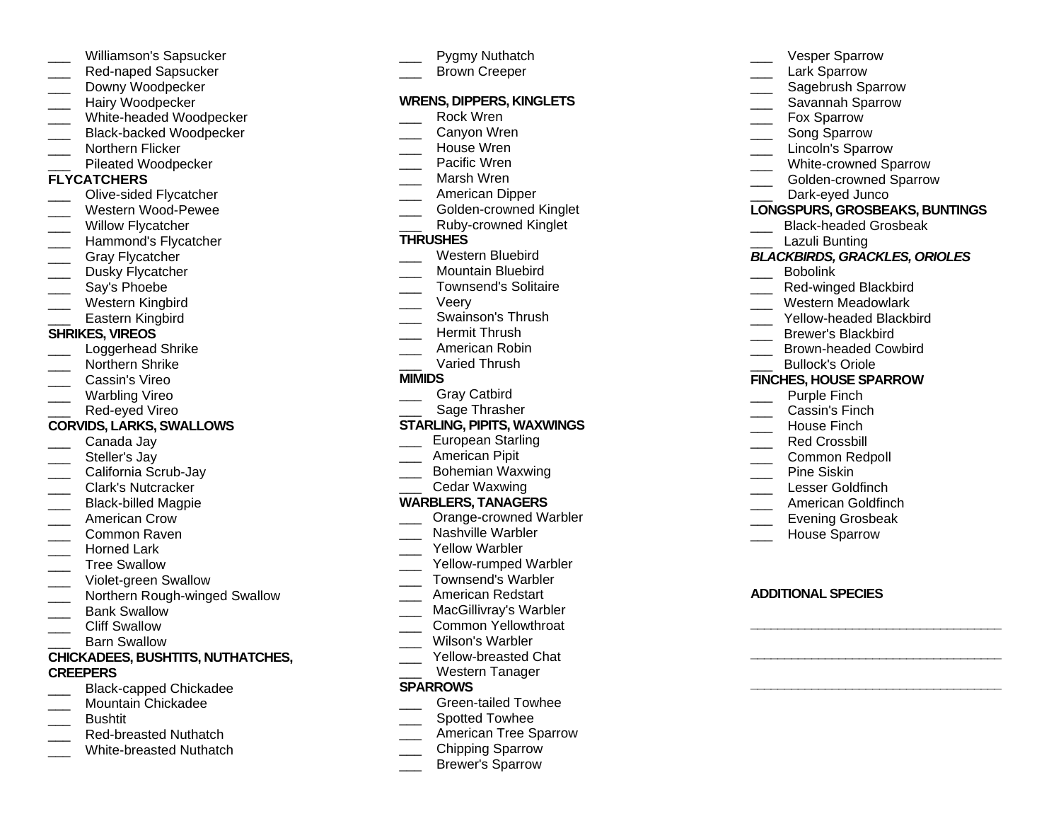___ Williamson's Sapsucker
___ Red-naped Sapsucker
___ Downy Woodpecker
___ Hairy Woodpecker
___ White-headed Woodpecker
___ Black-backed Woodpecker
___ Northern Flicker
___ Pileated Woodpecker

**FLYCATCHERS**

___ Olive-sided Flycatcher
___ Western Wood-Pewee
___ Willow Flycatcher
___ Hammond's Flycatcher
___ Gray Flycatcher
___ Dusky Flycatcher
___ Say's Phoebe
___ Western Kingbird
___ Eastern Kingbird

**SHRIKES, VIREOS**

___ Loggerhead Shrike
___ Northern Shrike
___ Cassin's Vireo
___ Warbling Vireo
___ Red-eyed Vireo

**CORVIDS, LARKS, SWALLOWS**

___ Canada Jay
___ Steller's Jay
___ California Scrub-Jay
___ Clark's Nutcracker
___ Black-billed Magpie
___ American Crow
___ Common Raven
___ Horned Lark
___ Tree Swallow
___ Violet-green Swallow
___ Northern Rough-winged Swallow
___ Bank Swallow
___ Cliff Swallow
___ Barn Swallow

**CHICKADEES, BUSHTITS, NUTHATCHES, CREEPERS**

___ Black-capped Chickadee
___ Mountain Chickadee
___ Bushtit
___ Red-breasted Nuthatch
___ White-breasted Nuthatch
___ Pygmy Nuthatch
___ Brown Creeper

**WRENS, DIPPERS, KINGLETS**

___ Rock Wren
___ Canyon Wren
___ House Wren
___ Pacific Wren
___ Marsh Wren
___ American Dipper
___ Golden-crowned Kinglet
___ Ruby-crowned Kinglet

**THRUSHES**

___ Western Bluebird
___ Mountain Bluebird
___ Townsend's Solitaire
___ Veery
___ Swainson's Thrush
___ Hermit Thrush
___ American Robin
___ Varied Thrush

**MIMIDS**

___ Gray Catbird
___ Sage Thrasher

**STARLING, PIPITS, WAXWINGS**

___ European Starling
___ American Pipit
___ Bohemian Waxwing
___ Cedar Waxwing

**WARBLERS, TANAGERS**

___ Orange-crowned Warbler
___ Nashville Warbler
___ Yellow Warbler
___ Yellow-rumped Warbler
___ Townsend's Warbler
___ American Redstart
___ MacGillivray's Warbler
___ Common Yellowthroat
___ Wilson's Warbler
___ Yellow-breasted Chat
___ Western Tanager

**SPARROWS**

___ Green-tailed Towhee
___ Spotted Towhee
___ American Tree Sparrow
___ Chipping Sparrow
___ Brewer's Sparrow
___ Vesper Sparrow
___ Lark Sparrow
___ Sagebrush Sparrow
___ Savannah Sparrow
___ Fox Sparrow
___ Song Sparrow
___ Lincoln's Sparrow
___ White-crowned Sparrow
___ Golden-crowned Sparrow
___ Dark-eyed Junco

**LONGSPURS, GROSBEAKS, BUNTINGS**

___ Black-headed Grosbeak
___ Lazuli Bunting

***BLACKBIRDS, GRACKLES, ORIOLES***

___ Bobolink
___ Red-winged Blackbird
___ Western Meadowlark
___ Yellow-headed Blackbird
___ Brewer's Blackbird
___ Brown-headed Cowbird
___ Bullock's Oriole

**FINCHES, HOUSE SPARROW**

___ Purple Finch
___ Cassin's Finch
___ House Finch
___ Red Crossbill
___ Common Redpoll
___ Pine Siskin
___ Lesser Goldfinch
___ American Goldfinch
___ Evening Grosbeak
___ House Sparrow

**ADDITIONAL SPECIES**

______________________________________

______________________________________

______________________________________